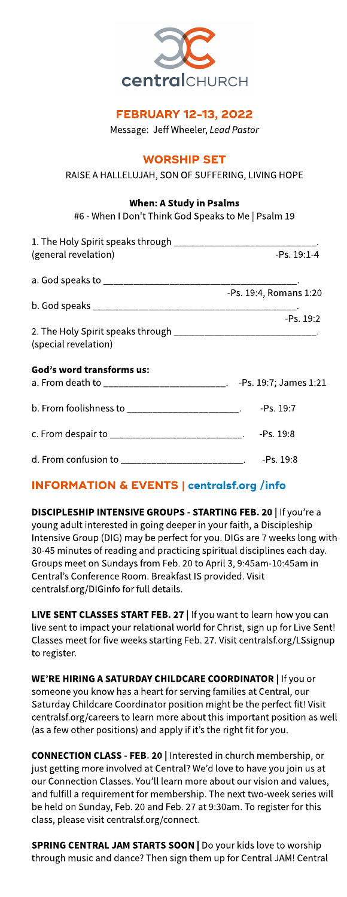centralCHURCH

## FEBRUARY 12-13, 2022

Message: Jeff Wheeler, *Lead Pastor*

## WORSHIP SET

RAISE A HALLELUJAH, SON OF SUFFERING, LIVING HOPE

**When: A Study in Psalms**

#6 - When I Don't Think God Speaks to Me | Psalm 19

1. The Holy Spirit speaks through ___________________________.
(general revelation) -Ps. 19:1-4

a. God speaks to ____________________________________. -Ps. 19:4, Romans 1:20

b. God speaks ______________________________________. -Ps. 19:2

2. The Holy Spirit speaks through ___________________________.
(special revelation)

**God's word transforms us:**

a. From death to ______________________. -Ps. 19:7; James 1:21

b. From foolishness to _____________________. -Ps. 19:7

c. From despair to ________________________. -Ps. 19:8

d. From confusion to ______________________. -Ps. 19:8

## INFORMATION & EVENTS | centralsf.org /info

**DISCIPLESHIP INTENSIVE GROUPS - STARTING FEB. 20 |** If you're a young adult interested in going deeper in your faith, a Discipleship Intensive Group (DIG) may be perfect for you. DIGs are 7 weeks long with 30-45 minutes of reading and practicing spiritual disciplines each day. Groups meet on Sundays from Feb. 20 to April 3, 9:45am-10:45am in Central's Conference Room. Breakfast IS provided. Visit centralsf.org/DIGinfo for full details.

**LIVE SENT CLASSES START FEB. 27 |** If you want to learn how you can live sent to impact your relational world for Christ, sign up for Live Sent! Classes meet for five weeks starting Feb. 27. Visit centralsf.org/LSsignup to register.

**WE'RE HIRING A SATURDAY CHILDCARE COORDINATOR |** If you or someone you know has a heart for serving families at Central, our Saturday Childcare Coordinator position might be the perfect fit! Visit centralsf.org/careers to learn more about this important position as well (as a few other positions) and apply if it's the right fit for you.

**CONNECTION CLASS - FEB. 20 |** Interested in church membership, or just getting more involved at Central? We'd love to have you join us at our Connection Classes. You'll learn more about our vision and values, and fulfill a requirement for membership. The next two-week series will be held on Sunday, Feb. 20 and Feb. 27 at 9:30am. To register for this class, please visit centralsf.org/connect.

**SPRING CENTRAL JAM STARTS SOON |** Do your kids love to worship through music and dance? Then sign them up for Central JAM! Central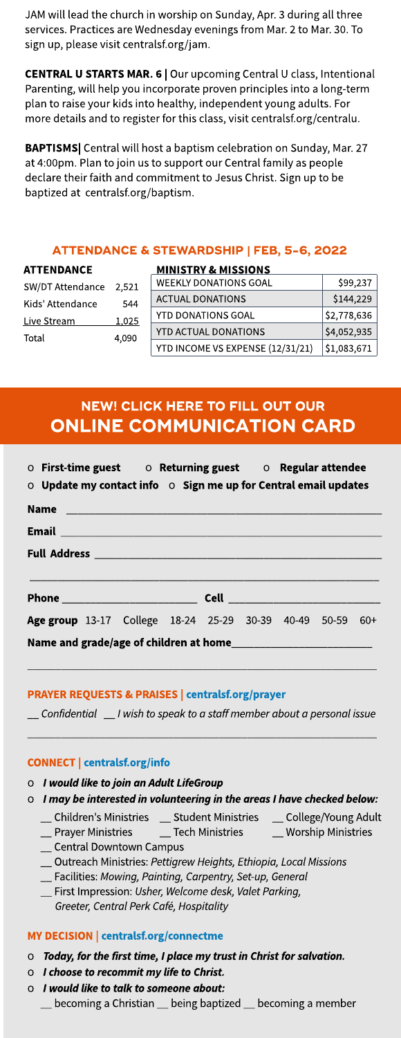JAM will lead the church in worship on Sunday, Apr. 3 during all three services. Practices are Wednesday evenings from Mar. 2 to Mar. 30. To sign up, please visit centralsf.org/jam.

**CENTRAL U STARTS MAR. 6 |** Our upcoming Central U class, Intentional Parenting, will help you incorporate proven principles into a long-term plan to raise your kids into healthy, independent young adults. For more details and to register for this class, visit centralsf.org/centralu.

**BAPTISMS|** Central will host a baptism celebration on Sunday, Mar. 27 at 4:00pm. Plan to join us to support our Central family as people declare their faith and commitment to Jesus Christ. Sign up to be baptized at centralsf.org/baptism.

## ATTENDANCE & STEWARDSHIP | FEB, 5-6, 2022

**ATTENDANCE**

| | |
|---|---|
| SW/DT Attendance | 2,521 |
| Kids' Attendance | 544 |
| Live Stream | 1,025 |
| Total | 4,090 |

**MINISTRY & MISSIONS**

| | |
|---|---|
| WEEKLY DONATIONS GOAL | $99,237 |
| ACTUAL DONATIONS | $144,229 |
| YTD DONATIONS GOAL | $2,778,636 |
| YTD ACTUAL DONATIONS | $4,052,935 |
| YTD INCOME VS EXPENSE (12/31/21) | $1,083,671 |

## NEW! CLICK HERE TO FILL OUT OUR ONLINE COMMUNICATION CARD

○ **First-time guest** ○ **Returning guest** ○ **Regular attendee**
○ **Update my contact info** ○ **Sign me up for Central email updates**

**Name** ______________________________

**Email** ______________________________

**Full Address** ______________________________

______________________________

**Phone** ______________ **Cell** ______________

**Age group** 13-17 College 18-24 25-29 30-39 40-49 50-59 60+

**Name and grade/age of children at home** ______________

______________________________

### PRAYER REQUESTS & PRAISES | centralsf.org/prayer

__ *Confidential* __ *I wish to speak to a staff member about a personal issue*

______________________________

### CONNECT | centralsf.org/info

- ○ ***I would like to join an Adult LifeGroup***
- ○ ***I may be interested in volunteering in the areas I have checked below:***
  - __ Children's Ministries __ Student Ministries __ College/Young Adult
  - __ Prayer Ministries __ Tech Ministries __ Worship Ministries
  - __ Central Downtown Campus
  - __ Outreach Ministries: *Pettigrew Heights, Ethiopia, Local Missions*
  - __ Facilities: *Mowing, Painting, Carpentry, Set-up, General*
  - __ First Impression: *Usher, Welcome desk, Valet Parking, Greeter, Central Perk Café, Hospitality*

### MY DECISION | centralsf.org/connectme

- ○ ***Today, for the first time, I place my trust in Christ for salvation.***
- ○ ***I choose to recommit my life to Christ.***
- ○ ***I would like to talk to someone about:***
  __ becoming a Christian __ being baptized __ becoming a member